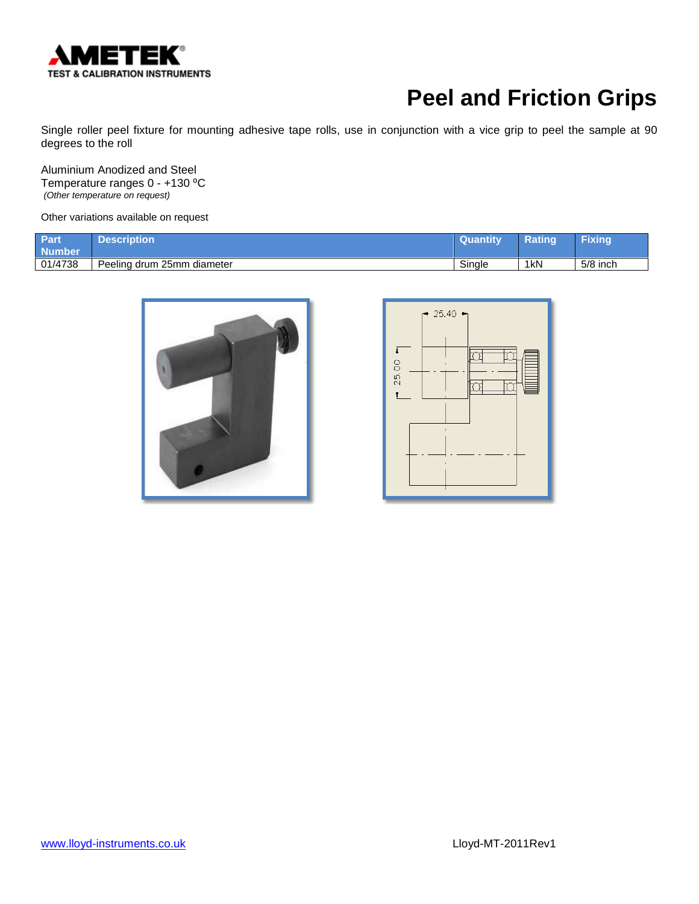AMETEK®
TEST & CALIBRATION INSTRUMENTS

# Peel and Friction Grips

Single roller peel fixture for mounting adhesive tape rolls, use in conjunction with a vice grip to peel the sample at 90 degrees to the roll

Aluminium Anodized and Steel
Temperature ranges 0 - +130 ºC
*(Other temperature on request)*

Other variations available on request

| Part Number | Description | Quantity | Rating | Fixing |
|---|---|---|---|---|
| 01/4738 | Peeling drum 25mm diameter | Single | 1kN | 5/8 inch |

[www.lloyd-instruments.co.uk](http://www.lloyd-instruments.co.uk)

Lloyd-MT-2011Rev1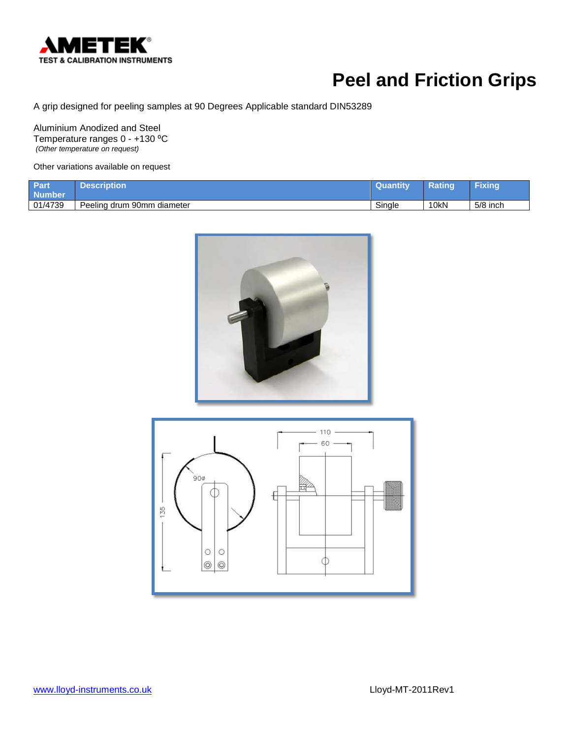# Peel and Friction Grips

A grip designed for peeling samples at 90 Degrees Applicable standard DIN53289

Aluminium Anodized and Steel
Temperature ranges 0 - +130 ºC
*(Other temperature on request)*

Other variations available on request

| Part Number | Description | Quantity | Rating | Fixing |
| --- | --- | --- | --- | --- |
| 01/4739 | Peeling drum 90mm diameter | Single | 10kN | 5/8 inch |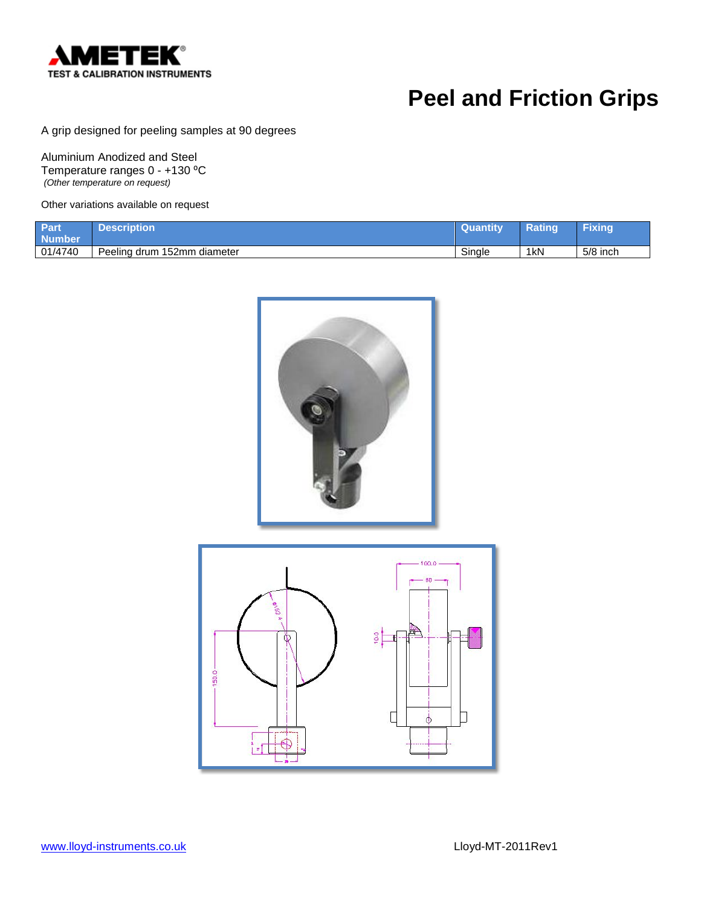# Peel and Friction Grips

A grip designed for peeling samples at 90 degrees

Aluminium Anodized and Steel
Temperature ranges 0 - +130 ºC
*(Other temperature on request)*

Other variations available on request

| Part Number | Description | Quantity | Rating | Fixing |
|---|---|---|---|---|
| 01/4740 | Peeling drum 152mm diameter | Single | 1kN | 5/8 inch |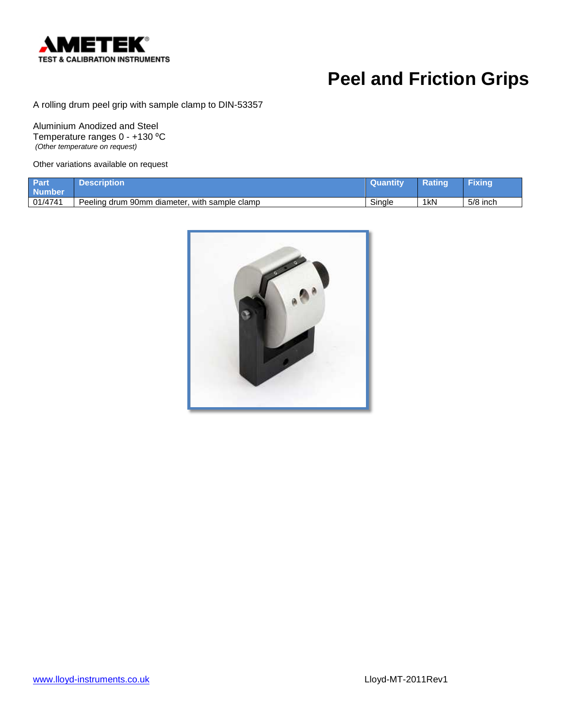# Peel and Friction Grips

A rolling drum peel grip with sample clamp to DIN-53357

Aluminium Anodized and Steel
Temperature ranges 0 - +130 ºC
*(Other temperature on request)*

Other variations available on request

| Part Number | Description | Quantity | Rating | Fixing |
|---|---|---|---|---|
| 01/4741 | Peeling drum 90mm diameter, with sample clamp | Single | 1kN | 5/8 inch |

www.lloyd-instruments.co.uk

Lloyd-MT-2011Rev1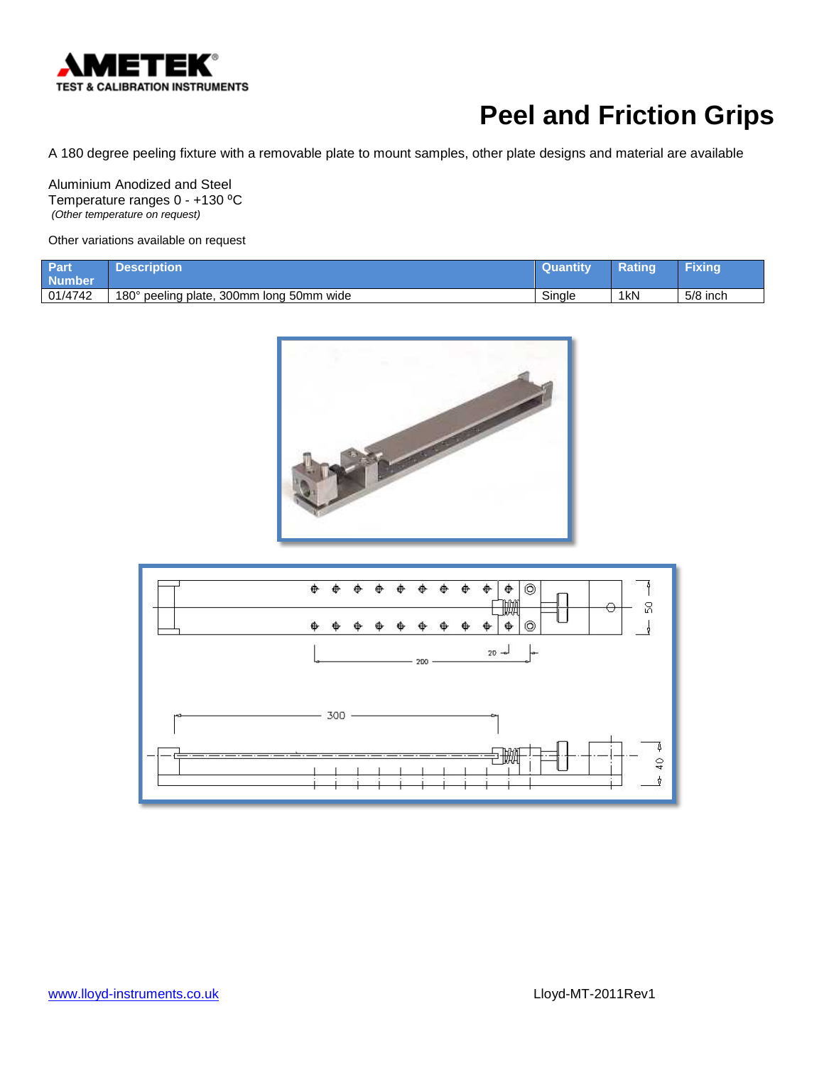# Peel and Friction Grips

A 180 degree peeling fixture with a removable plate to mount samples, other plate designs and material are available

Aluminium Anodized and Steel
Temperature ranges 0 - +130 ºC
*(Other temperature on request)*

Other variations available on request

| Part Number | Description | Quantity | Rating | Fixing |
|---|---|---|---|---|
| 01/4742 | 180° peeling plate, 300mm long 50mm wide | Single | 1kN | 5/8 inch |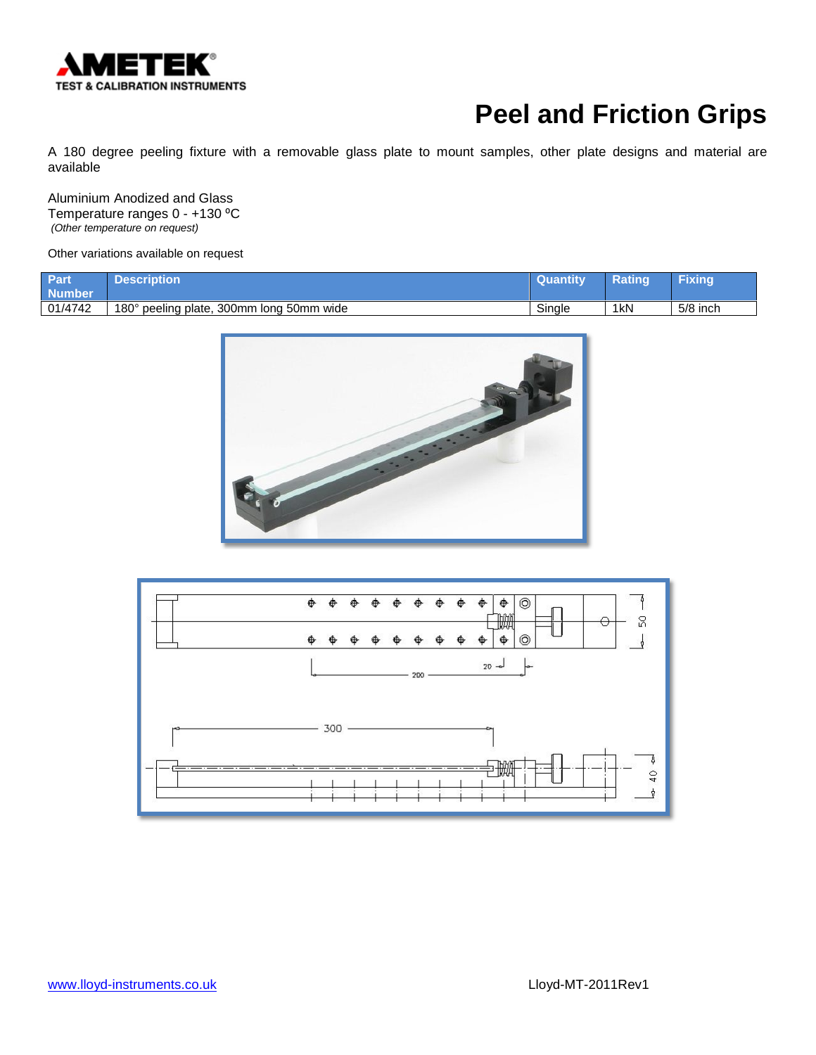# Peel and Friction Grips

A 180 degree peeling fixture with a removable glass plate to mount samples, other plate designs and material are available

Aluminium Anodized and Glass
Temperature ranges 0 - +130 ºC
*(Other temperature on request)*

Other variations available on request

| Part Number | Description | Quantity | Rating | Fixing |
|---|---|---|---|---|
| 01/4742 | 180° peeling plate, 300mm long 50mm wide | Single | 1kN | 5/8 inch |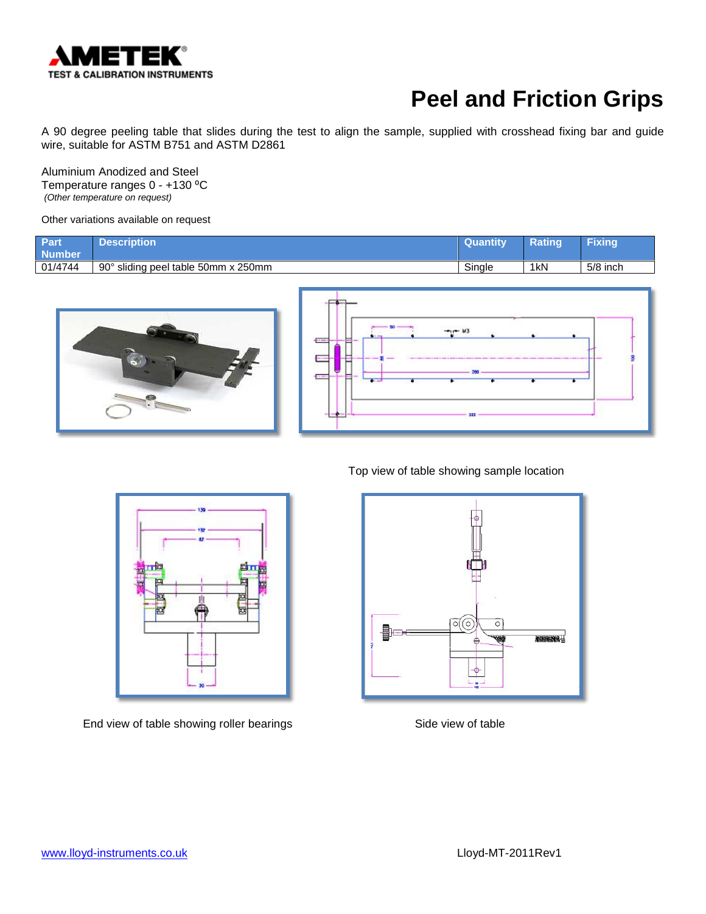# Peel and Friction Grips

A 90 degree peeling table that slides during the test to align the sample, supplied with crosshead fixing bar and guide wire, suitable for ASTM B751 and ASTM D2861

Aluminium Anodized and Steel
Temperature ranges 0 - +130 ºC
*(Other temperature on request)*

Other variations available on request

| Part Number | Description | Quantity | Rating | Fixing |
|---|---|---|---|---|
| 01/4744 | 90° sliding peel table 50mm x 250mm | Single | 1kN | 5/8 inch |

Top view of table showing sample location

End view of table showing roller bearings

Side view of table

www.lloyd-instruments.co.uk

Lloyd-MT-2011Rev1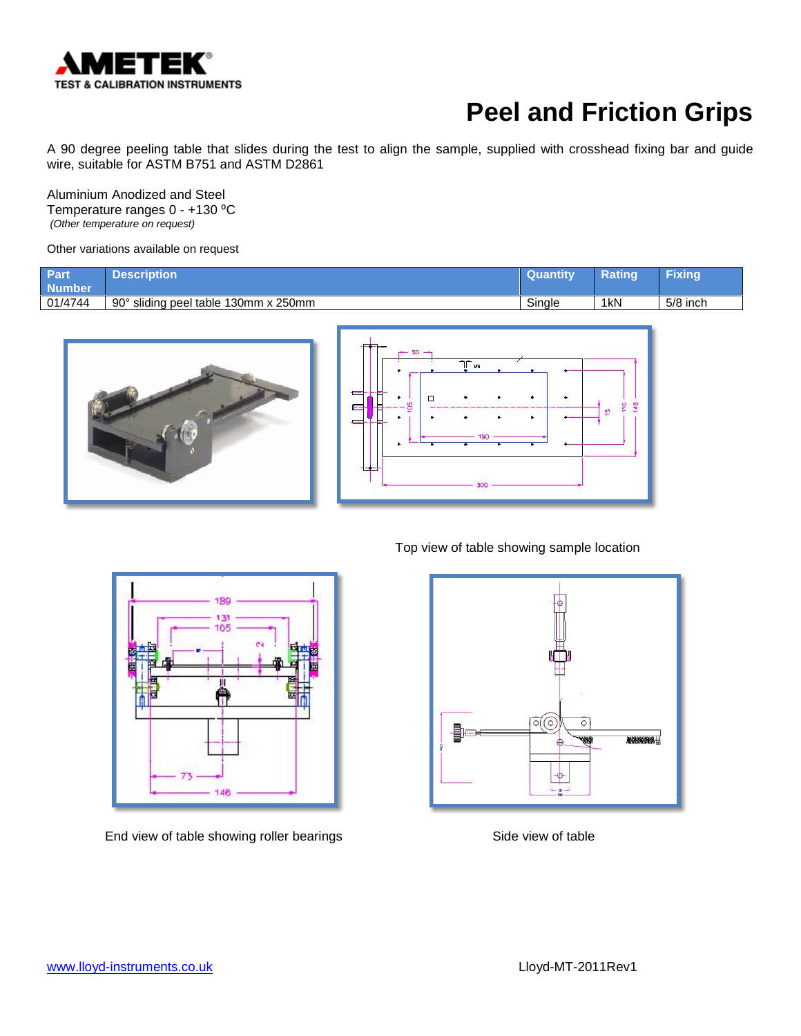# Peel and Friction Grips

A 90 degree peeling table that slides during the test to align the sample, supplied with crosshead fixing bar and guide wire, suitable for ASTM B751 and ASTM D2861

Aluminium Anodized and Steel
Temperature ranges 0 - +130 ºC
*(Other temperature on request)*

Other variations available on request

| Part Number | Description | Quantity | Rating | Fixing |
|---|---|---|---|---|
| 01/4744 | 90° sliding peel table 130mm x 250mm | Single | 1kN | 5/8 inch |

Top view of table showing sample location

End view of table showing roller bearings

Side view of table

www.lloyd-instruments.co.uk

Lloyd-MT-2011Rev1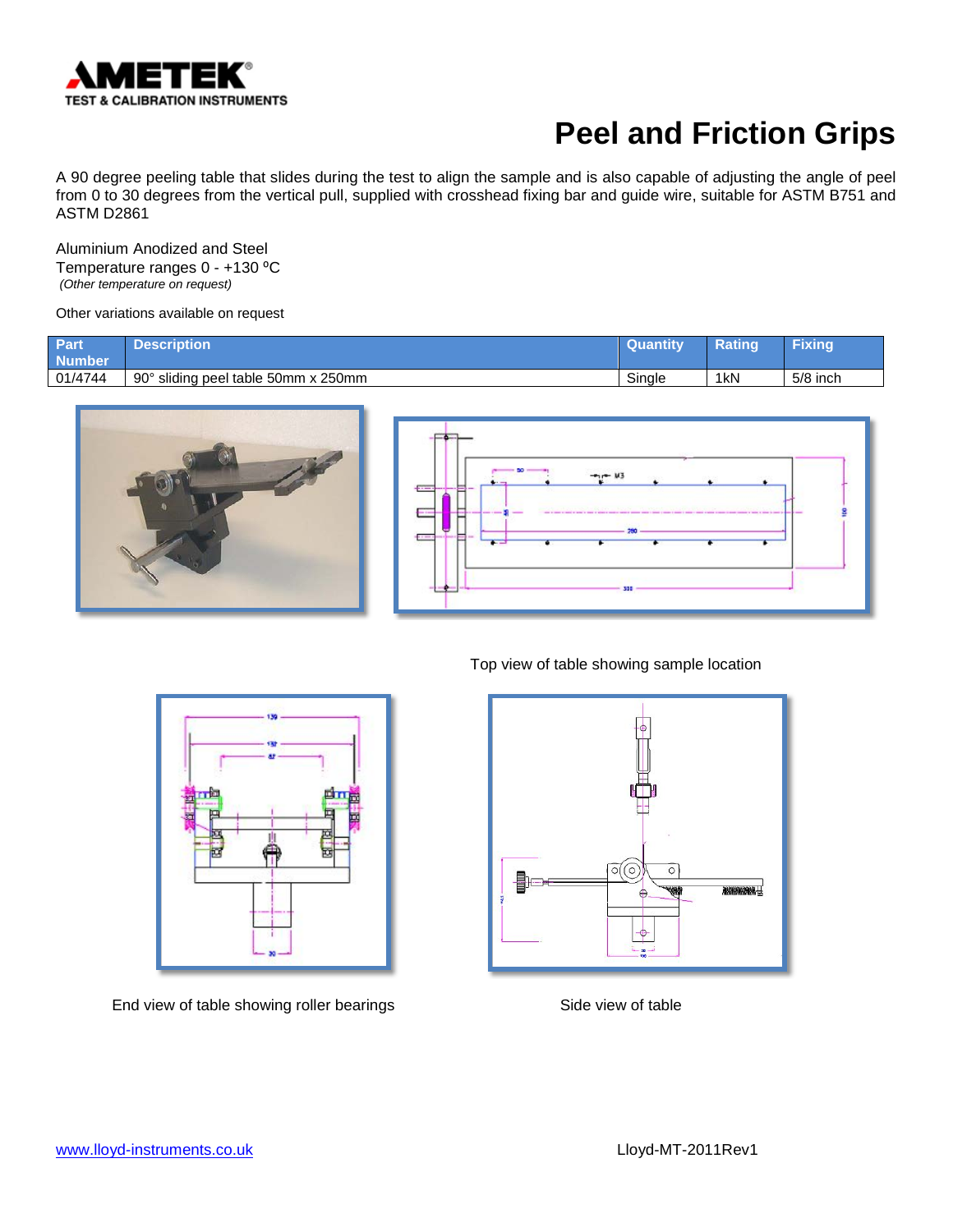# Peel and Friction Grips

A 90 degree peeling table that slides during the test to align the sample and is also capable of adjusting the angle of peel from 0 to 30 degrees from the vertical pull, supplied with crosshead fixing bar and guide wire, suitable for ASTM B751 and ASTM D2861

Aluminium Anodized and Steel
Temperature ranges 0 - +130 ºC
*(Other temperature on request)*

Other variations available on request

| Part Number | Description | Quantity | Rating | Fixing |
|---|---|---|---|---|
| 01/4744 | 90° sliding peel table 50mm x 250mm | Single | 1kN | 5/8 inch |

Top view of table showing sample location

End view of table showing roller bearings

Side view of table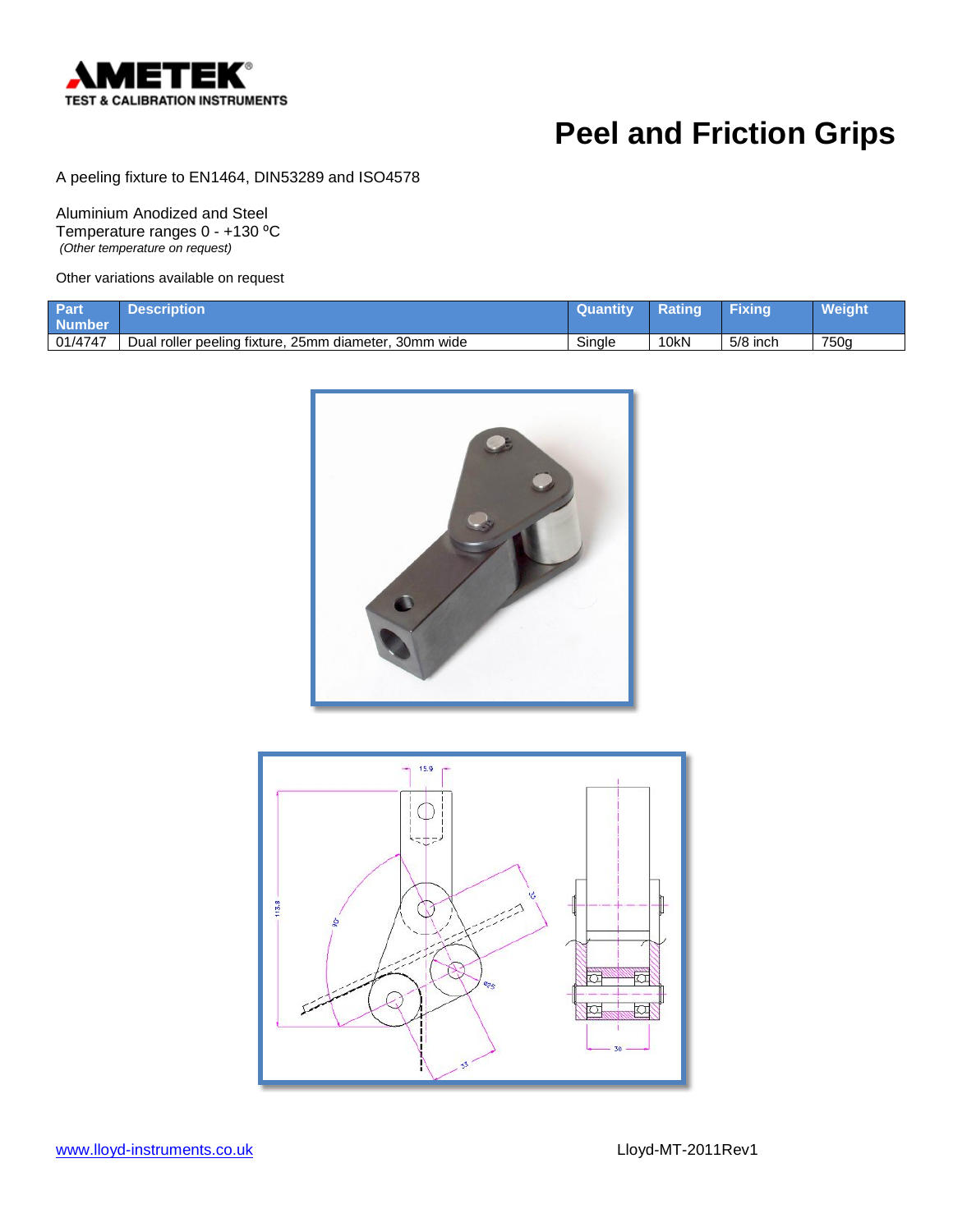# Peel and Friction Grips

A peeling fixture to EN1464, DIN53289 and ISO4578

Aluminium Anodized and Steel
Temperature ranges 0 - +130 ºC
*(Other temperature on request)*

Other variations available on request

| Part Number | Description | Quantity | Rating | Fixing | Weight |
|---|---|---|---|---|---|
| 01/4747 | Dual roller peeling fixture, 25mm diameter, 30mm wide | Single | 10kN | 5/8 inch | 750g |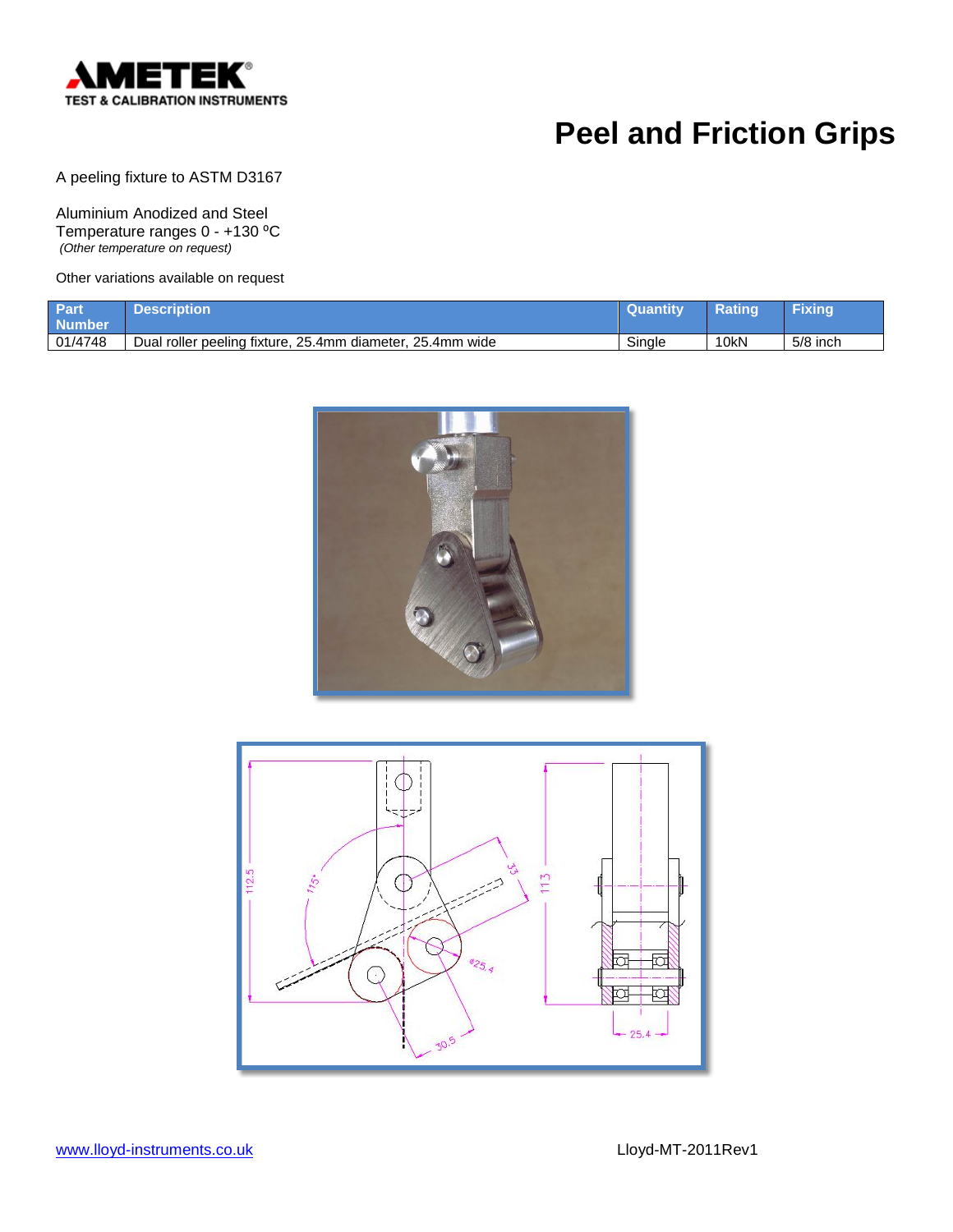# Peel and Friction Grips

A peeling fixture to ASTM D3167

Aluminium Anodized and Steel
Temperature ranges 0 - +130 ºC
*(Other temperature on request)*

Other variations available on request

| Part Number | Description | Quantity | Rating | Fixing |
|---|---|---|---|---|
| 01/4748 | Dual roller peeling fixture, 25.4mm diameter, 25.4mm wide | Single | 10kN | 5/8 inch |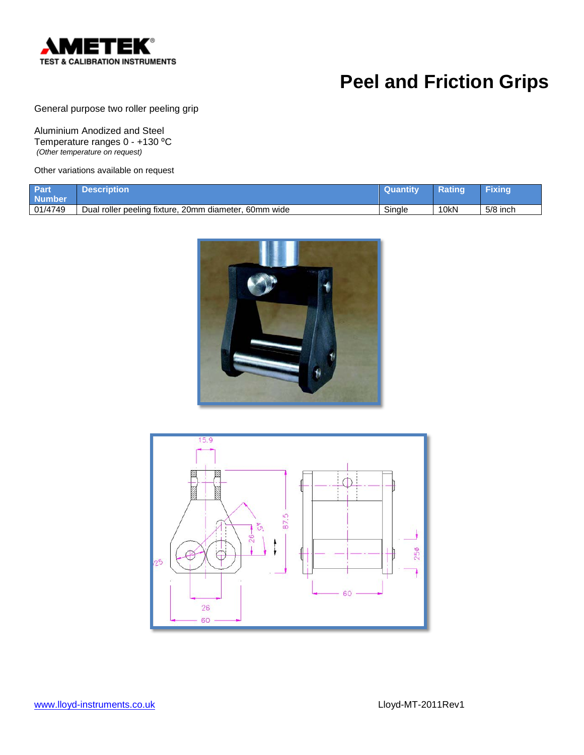# Peel and Friction Grips

General purpose two roller peeling grip

Aluminium Anodized and Steel
Temperature ranges 0 - +130 ºC
*(Other temperature on request)*

Other variations available on request

| Part Number | Description | Quantity | Rating | Fixing |
|---|---|---|---|---|
| 01/4749 | Dual roller peeling fixture, 20mm diameter, 60mm wide | Single | 10kN | 5/8 inch |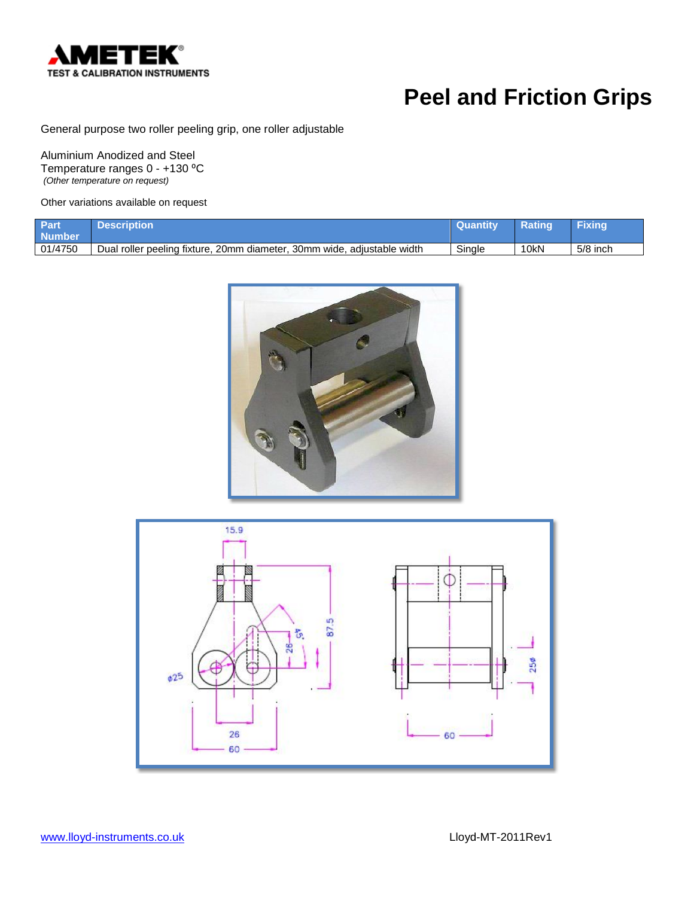# Peel and Friction Grips

General purpose two roller peeling grip, one roller adjustable

Aluminium Anodized and Steel
Temperature ranges 0 - +130 ºC
*(Other temperature on request)*

Other variations available on request

| Part Number | Description | Quantity | Rating | Fixing |
|---|---|---|---|---|
| 01/4750 | Dual roller peeling fixture, 20mm diameter, 30mm wide, adjustable width | Single | 10kN | 5/8 inch |

15.9
87.5
45°
26
φ25
26
60
25φ
60